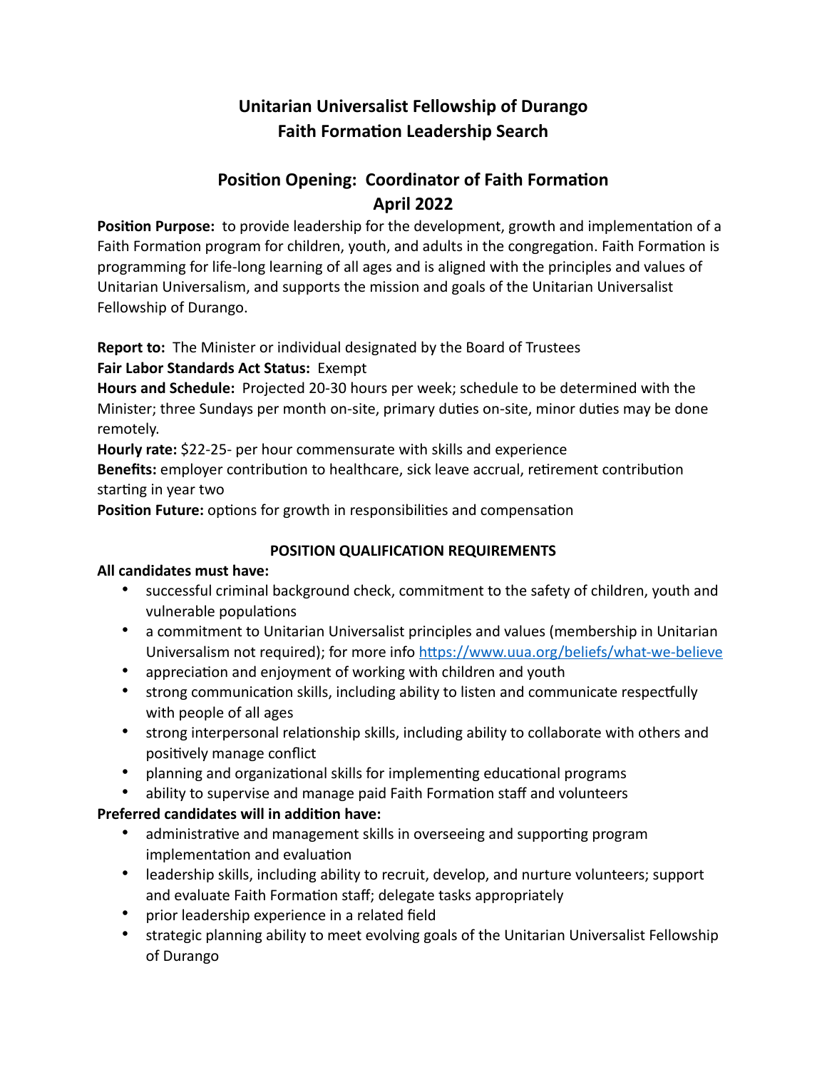# Unitarian Universalist Fellowship of Durango
# Faith Formation Leadership Search

## Position Opening: Coordinator of Faith Formation
## April 2022

**Position Purpose:** to provide leadership for the development, growth and implementation of a Faith Formation program for children, youth, and adults in the congregation. Faith Formation is programming for life-long learning of all ages and is aligned with the principles and values of Unitarian Universalism, and supports the mission and goals of the Unitarian Universalist Fellowship of Durango.

**Report to:** The Minister or individual designated by the Board of Trustees
**Fair Labor Standards Act Status:** Exempt
**Hours and Schedule:** Projected 20-30 hours per week; schedule to be determined with the Minister; three Sundays per month on-site, primary duties on-site, minor duties may be done remotely.
**Hourly rate:** $22-25- per hour commensurate with skills and experience
**Benefits:** employer contribution to healthcare, sick leave accrual, retirement contribution starting in year two
**Position Future:** options for growth in responsibilities and compensation

### POSITION QUALIFICATION REQUIREMENTS

**All candidates must have:**

- successful criminal background check, commitment to the safety of children, youth and vulnerable populations
- a commitment to Unitarian Universalist principles and values (membership in Unitarian Universalism not required); for more info https://www.uua.org/beliefs/what-we-believe
- appreciation and enjoyment of working with children and youth
- strong communication skills, including ability to listen and communicate respectfully with people of all ages
- strong interpersonal relationship skills, including ability to collaborate with others and positively manage conflict
- planning and organizational skills for implementing educational programs
- ability to supervise and manage paid Faith Formation staff and volunteers

**Preferred candidates will in addition have:**

- administrative and management skills in overseeing and supporting program implementation and evaluation
- leadership skills, including ability to recruit, develop, and nurture volunteers; support and evaluate Faith Formation staff; delegate tasks appropriately
- prior leadership experience in a related field
- strategic planning ability to meet evolving goals of the Unitarian Universalist Fellowship of Durango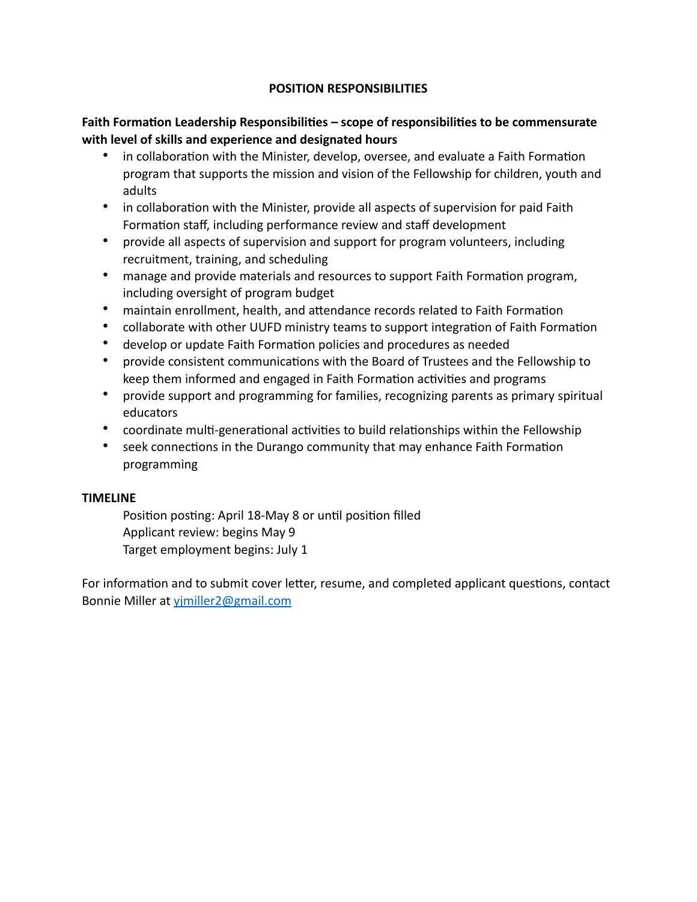## POSITION RESPONSIBILITIES

**Faith Formation Leadership Responsibilities – scope of responsibilities to be commensurate with level of skills and experience and designated hours**

- in collaboration with the Minister, develop, oversee, and evaluate a Faith Formation program that supports the mission and vision of the Fellowship for children, youth and adults
- in collaboration with the Minister, provide all aspects of supervision for paid Faith Formation staff, including performance review and staff development
- provide all aspects of supervision and support for program volunteers, including recruitment, training, and scheduling
- manage and provide materials and resources to support Faith Formation program, including oversight of program budget
- maintain enrollment, health, and attendance records related to Faith Formation
- collaborate with other UUFD ministry teams to support integration of Faith Formation
- develop or update Faith Formation policies and procedures as needed
- provide consistent communications with the Board of Trustees and the Fellowship to keep them informed and engaged in Faith Formation activities and programs
- provide support and programming for families, recognizing parents as primary spiritual educators
- coordinate multi-generational activities to build relationships within the Fellowship
- seek connections in the Durango community that may enhance Faith Formation programming

**TIMELINE**

Position posting: April 18-May 8 or until position filled
Applicant review: begins May 9
Target employment begins: July 1

For information and to submit cover letter, resume, and completed applicant questions, contact Bonnie Miller at yjmiller2@gmail.com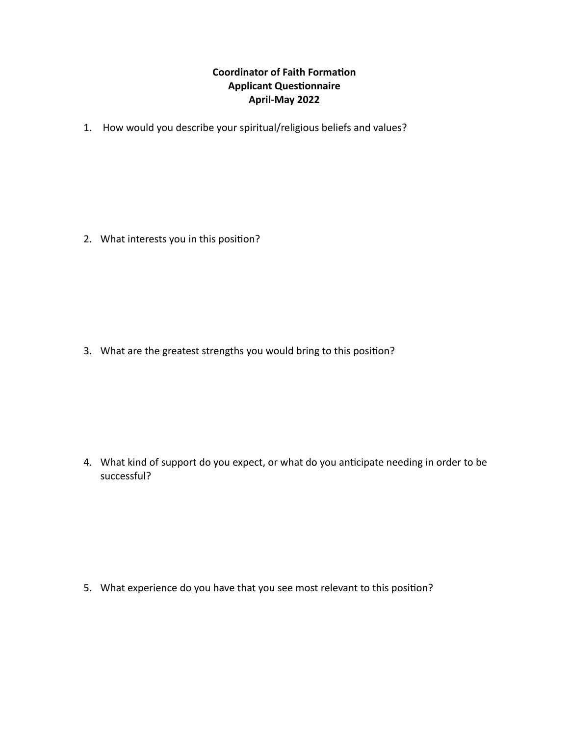**Coordinator of Faith Formation**
**Applicant Questionnaire**
**April-May 2022**

1. How would you describe your spiritual/religious beliefs and values?

2. What interests you in this position?

3. What are the greatest strengths you would bring to this position?

4. What kind of support do you expect, or what do you anticipate needing in order to be successful?

5. What experience do you have that you see most relevant to this position?